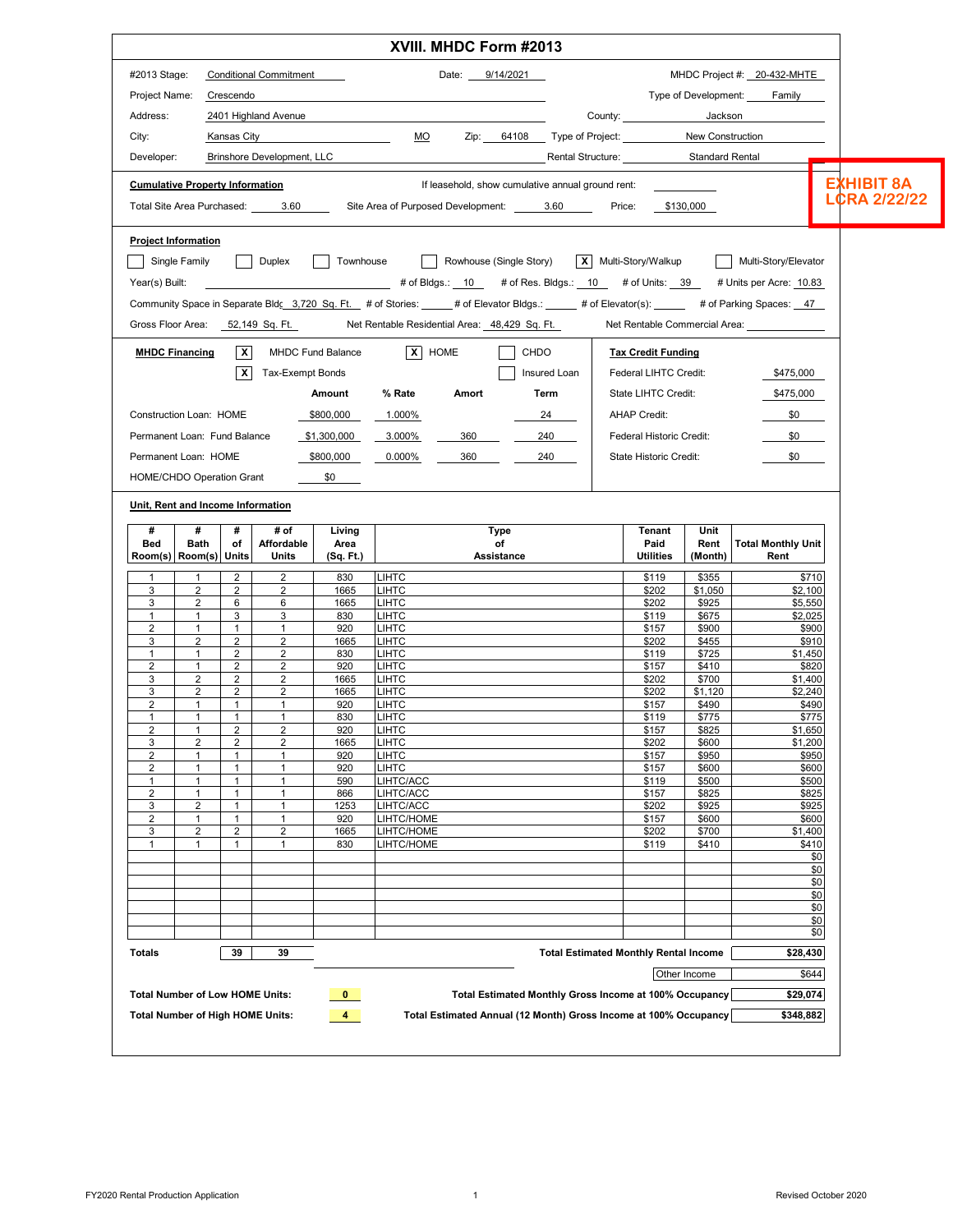# XVIII. MHDC Form #2013

EXHIBIT 8A
LCRA 2/22/22

#2013 Stage: Conditional Commitment    Date: 9/14/2021    MHDC Project #: 20-432-MHTE

Project Name: Crescendo    Type of Development: Family

Address: 2401 Highland Avenue    County: Jackson

City: Kansas City    MO    Zip: 64108    Type of Project: New Construction

Developer: Brinshore Development, LLC    Rental Structure: Standard Rental

**Cumulative Property Information**    If leasehold, show cumulative annual ground rent: 

Total Site Area Purchased: 3.60    Site Area of Purposed Development: 3.60    Price: $130,000

**Project Information**

☐ Single Family ☐ Duplex ☐ Townhouse ☐ Rowhouse (Single Story) ☒ Multi-Story/Walkup ☐ Multi-Story/Elevator

Year(s) Built: ____    # of Bldgs.: 10    # of Res. Bldgs.: 10    # of Units: 39    # Units per Acre: 10.83

Community Space in Separate Bldg 3,720 Sq. Ft.    # of Stories: ____    # of Elevator Bldgs.: ____    # of Elevator(s): ____    # of Parking Spaces: 47

Gross Floor Area: 52,149 Sq. Ft.    Net Rentable Residential Area: 48,429 Sq. Ft.    Net Rentable Commercial Area: ____

**MHDC Financing**    ☒ MHDC Fund Balance    ☒ HOME    ☐ CHDO    ☒ Tax-Exempt Bonds    ☐ Insured Loan

| | Amount | % Rate | Amort | Term |
|---|---|---|---|---|
| Construction Loan: HOME | $800,000 | 1.000% | | 24 |
| Permanent Loan: Fund Balance | $1,300,000 | 3.000% | 360 | 240 |
| Permanent Loan: HOME | $800,000 | 0.000% | 360 | 240 |
| HOME/CHDO Operation Grant | $0 | | | |

**Tax Credit Funding**

| | |
|---|---|
| Federal LIHTC Credit: | $475,000 |
| State LIHTC Credit: | $475,000 |
| AHAP Credit: | $0 |
| Federal Historic Credit: | $0 |
| State Historic Credit: | $0 |

**Unit, Rent and Income Information**

| # Bed Room(s) | # Bath Room(s) | # of Units | # of Affordable Units | Living Area (Sq. Ft.) | Type of Assistance | Tenant Paid Utilities | Unit Rent (Month) | Total Monthly Unit Rent |
|---|---|---|---|---|---|---|---|---|
| 1 | 1 | 2 | 2 | 830 | LIHTC | $119 | $355 | $710 |
| 3 | 2 | 2 | 2 | 1665 | LIHTC | $202 | $1,050 | $2,100 |
| 3 | 2 | 6 | 6 | 1665 | LIHTC | $202 | $925 | $5,550 |
| 1 | 1 | 3 | 3 | 830 | LIHTC | $119 | $675 | $2,025 |
| 2 | 1 | 1 | 1 | 920 | LIHTC | $157 | $900 | $900 |
| 3 | 2 | 2 | 2 | 1665 | LIHTC | $202 | $455 | $910 |
| 1 | 1 | 2 | 2 | 830 | LIHTC | $119 | $725 | $1,450 |
| 2 | 1 | 2 | 2 | 920 | LIHTC | $157 | $410 | $820 |
| 3 | 2 | 2 | 2 | 1665 | LIHTC | $202 | $700 | $1,400 |
| 3 | 2 | 2 | 2 | 1665 | LIHTC | $202 | $1,120 | $2,240 |
| 2 | 1 | 1 | 1 | 920 | LIHTC | $157 | $490 | $490 |
| 1 | 1 | 1 | 1 | 830 | LIHTC | $119 | $775 | $775 |
| 2 | 1 | 2 | 2 | 920 | LIHTC | $157 | $825 | $1,650 |
| 3 | 2 | 2 | 2 | 1665 | LIHTC | $202 | $600 | $1,200 |
| 2 | 1 | 1 | 1 | 920 | LIHTC | $157 | $950 | $950 |
| 2 | 1 | 1 | 1 | 920 | LIHTC | $157 | $600 | $600 |
| 1 | 1 | 1 | 1 | 590 | LIHTC/ACC | $119 | $500 | $500 |
| 2 | 1 | 1 | 1 | 866 | LIHTC/ACC | $157 | $825 | $825 |
| 3 | 2 | 1 | 1 | 1253 | LIHTC/ACC | $202 | $925 | $925 |
| 2 | 1 | 1 | 1 | 920 | LIHTC/HOME | $157 | $600 | $600 |
| 3 | 2 | 2 | 2 | 1665 | LIHTC/HOME | $202 | $700 | $1,400 |
| 1 | 1 | 1 | 1 | 830 | LIHTC/HOME | $119 | $410 | $410 |
| | | | | | | | | $0 |
| | | | | | | | | $0 |
| | | | | | | | | $0 |
| | | | | | | | | $0 |
| | | | | | | | | $0 |
| | | | | | | | | $0 |
| | | | | | | | | $0 |
| **Totals** | | 39 | 39 | | | | | |

| | |
|---|---|
| **Total Estimated Monthly Rental Income** | **$28,430** |
| Other Income | $644 |
| **Total Estimated Monthly Gross Income at 100% Occupancy** | **$29,074** |
| **Total Estimated Annual (12 Month) Gross Income at 100% Occupancy** | **$348,882** |

**Total Number of Low HOME Units:** 0

**Total Number of High HOME Units:** 4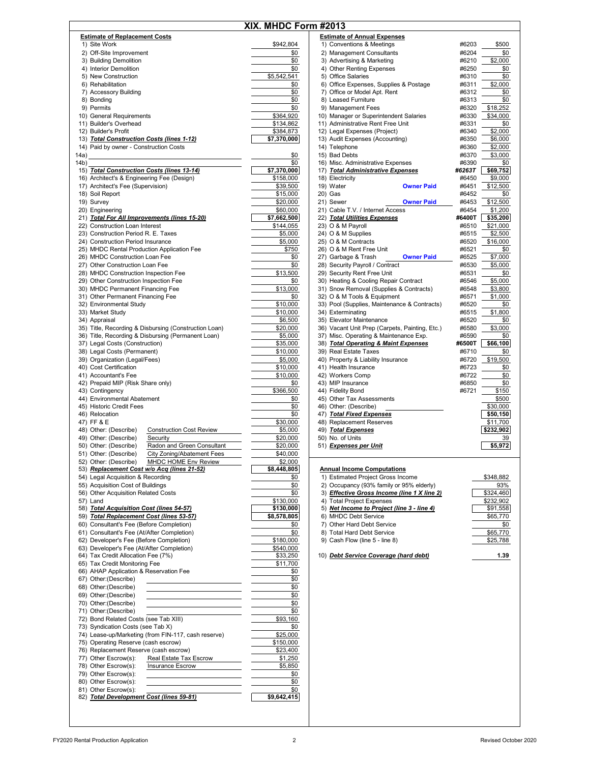# XIX. MHDC Form #2013

## Estimate of Replacement Costs

| Item | Amount |
|---|---|
| 1) Site Work | $942,804 |
| 2) Off-Site Improvement | $0 |
| 3) Building Demolition | $0 |
| 4) Interior Demolition | $0 |
| 5) New Construction | $5,542,541 |
| 6) Rehabilitation | $0 |
| 7) Accessory Building | $0 |
| 8) Bonding | $0 |
| 9) Permits | $0 |
| 10) General Requirements | $364,920 |
| 11) Builder's Overhead | $134,862 |
| 12) Builder's Profit | $384,873 |
| 13) ***Total Construction Costs (lines 1-12)*** | **$7,370,000** |
| 14) Paid by owner - Construction Costs | |
| 14a) | $0 |
| 14b) | $0 |
| 15) ***Total Construction Costs (lines 13-14)*** | **$7,370,000** |
| 16) Architect's & Engineering Fee (Design) | $158,000 |
| 17) Architect's Fee (Supervision) | $39,500 |
| 18) Soil Report | $15,000 |
| 19) Survey | $20,000 |
| 20) Engineering | $60,000 |
| 21) ***Total For All Improvements (lines 15-20)*** | **$7,662,500** |
| 22) Construction Loan Interest | $144,055 |
| 23) Construction Period R. E. Taxes | $5,000 |
| 24) Construction Period Insurance | $5,000 |
| 25) MHDC Rental Production Application Fee | $750 |
| 26) MHDC Construction Loan Fee | $0 |
| 27) Other Construction Loan Fee | $0 |
| 28) MHDC Construction Inspection Fee | $13,500 |
| 29) Other Construction Inspection Fee | $0 |
| 30) MHDC Permanent Financing Fee | $13,000 |
| 31) Other Permanent Financing Fee | $0 |
| 32) Environmental Study | $10,000 |
| 33) Market Study | $10,000 |
| 34) Appraisal | $6,500 |
| 35) Title, Recording & Disbursing (Construction Loan) | $20,000 |
| 36) Title, Recording & Disbursing (Permanent Loan) | $5,000 |
| 37) Legal Costs (Construction) | $35,000 |
| 38) Legal Costs (Permanent) | $10,000 |
| 39) Organization (Legal/Fees) | $5,000 |
| 40) Cost Certification | $10,000 |
| 41) Accountant's Fee | $10,000 |
| 42) Prepaid MIP (Risk Share only) | $0 |
| 43) Contingency | $366,500 |
| 44) Environmental Abatement | $0 |
| 45) Historic Credit Fees | $0 |
| 46) Relocation | $0 |
| 47) FF & E | $30,000 |
| 48) Other: (Describe) Construction Cost Review | $5,000 |
| 49) Other: (Describe) Security | $20,000 |
| 50) Other: (Describe) Radon and Green Consultant | $20,000 |
| 51) Other: (Describe) City Zoning/Abatement Fees | $40,000 |
| 52) Other: (Describe) MHDC HOME Env Review | $2,000 |
| 53) ***Replacement Cost w/o Acq (lines 21-52)*** | **$8,448,805** |
| 54) Legal Acquisition & Recording | $0 |
| 55) Acquisition Cost of Buildings | $0 |
| 56) Other Acquisition Related Costs | $0 |
| 57) Land | $130,000 |
| 58) ***Total Acquisition Cost (lines 54-57)*** | **$130,000** |
| 59) ***Total Replacement Cost (lines 53-57)*** | **$8,578,805** |
| 60) Consultant's Fee (Before Completion) | $0 |
| 61) Consultant's Fee (At/After Completion) | $0 |
| 62) Developer's Fee (Before Completion) | $180,000 |
| 63) Developer's Fee (At/After Completion) | $540,000 |
| 64) Tax Credit Allocation Fee (7%) | $33,250 |
| 65) Tax Credit Monitoring Fee | $11,700 |
| 66) AHAP Application & Reservation Fee | $0 |
| 67) Other:(Describe) | $0 |
| 68) Other:(Describe) | $0 |
| 69) Other:(Describe) | $0 |
| 70) Other:(Describe) | $0 |
| 71) Other:(Describe) | $0 |
| 72) Bond Related Costs (see Tab XIII) | $93,160 |
| 73) Syndication Costs (see Tab X) | $0 |
| 74) Lease-up/Marketing (from FIN-117, cash reserve) | $25,000 |
| 75) Operating Reserve (cash escrow) | $150,000 |
| 76) Replacement Reserve (cash escrow) | $23,400 |
| 77) Other Escrow(s): Real Estate Tax Escrow | $1,250 |
| 78) Other Escrow(s): Insurance Escrow | $5,850 |
| 79) Other Escrow(s): | $0 |
| 80) Other Escrow(s): | $0 |
| 81) Other Escrow(s): | $0 |
| 82) ***Total Development Cost (lines 59-81)*** | **$9,642,415** |

## Estimate of Annual Expenses

| Item | | Account | Amount |
|---|---|---|---|
| 1) Conventions & Meetings | | #6203 | $500 |
| 2) Management Consultants | | #6204 | $0 |
| 3) Advertising & Marketing | | #6210 | $2,000 |
| 4) Other Renting Expenses | | #6250 | $0 |
| 5) Office Salaries | | #6310 | $0 |
| 6) Office Expenses, Supplies & Postage | | #6311 | $2,000 |
| 7) Office or Model Apt. Rent | | #6312 | $0 |
| 8) Leased Furniture | | #6313 | $0 |
| 9) Management Fees | | #6320 | $18,252 |
| 10) Manager or Superintendent Salaries | | #6330 | $34,000 |
| 11) Administrative Rent Free Unit | | #6331 | $0 |
| 12) Legal Expenses (Project) | | #6340 | $2,000 |
| 13) Audit Expenses (Accounting) | | #6350 | $6,000 |
| 14) Telephone | | #6360 | $2,000 |
| 15) Bad Debts | | #6370 | $3,000 |
| 16) Misc. Administrative Expenses | | #6390 | $0 |
| 17) ***Total Administrative Expenses*** | | ***#6263T*** | **$69,752** |
| 18) Electricity | | #6450 | $9,000 |
| 19) Water | **Owner Paid** | #6451 | $12,500 |
| 20) Gas | | #6452 | $0 |
| 21) Sewer | **Owner Paid** | #6453 | $12,500 |
| 21) Cable T.V. / Internet Access | | #6454 | $1,200 |
| 22) ***Total Utilities Expenses*** | | **#6400T** | **$35,200** |
| 23) O & M Payroll | | #6510 | $21,000 |
| 24) O & M Supplies | | #6515 | $2,500 |
| 25) O & M Contracts | | #6520 | $16,000 |
| 26) O & M Rent Free Unit | | #6521 | $0 |
| 27) Garbage & Trash | **Owner Paid** | #6525 | $7,000 |
| 28) Security Payroll / Contract | | #6530 | $5,000 |
| 29) Security Rent Free Unit | | #6531 | $0 |
| 30) Heating & Cooling Repair Contract | | #6546 | $5,000 |
| 31) Snow Removal (Supplies & Contracts) | | #6548 | $3,800 |
| 32) O & M Tools & Equipment | | #6571 | $1,000 |
| 33) Pool (Supplies, Maintenance & Contracts) | | #6520 | $0 |
| 34) Exterminating | | #6515 | $1,800 |
| 35) Elevator Maintenance | | #6520 | $0 |
| 36) Vacant Unit Prep (Carpets, Painting, Etc.) | | #6580 | $3,000 |
| 37) Misc. Operating & Maintenance Exp. | | #6590 | $0 |
| 38) ***Total Operating & Maint Expenses*** | | **#6500T** | **$66,100** |
| 39) Real Estate Taxes | | #6710 | $0 |
| 40) Property & Liability Insurance | | #6720 | $19,500 |
| 41) Health Insurance | | #6723 | $0 |
| 42) Workers Comp | | #6722 | $0 |
| 43) MIP Insurance | | #6850 | $0 |
| 44) Fidelity Bond | | #6721 | $150 |
| 45) Other Tax Assessments | | | $500 |
| 46) Other: (Describe) | | | $30,000 |
| 47) ***Total Fixed Expenses*** | | | **$50,150** |
| 48) Replacement Reserves | | | $11,700 |
| 49) ***Total Expenses*** | | | **$232,902** |
| 50) No. of Units | | | 39 |
| 51) ***Expenses per Unit*** | | | **$5,972** |

## Annual Income Computations

| Item | Amount |
|---|---|
| 1) Estimated Project Gross Income | $348,882 |
| 2) Occupancy (93% family or 95% elderly) | 93% |
| 3) ***Effective Gross Income (line 1 X line 2)*** | $324,460 |
| 4) Total Project Expenses | $232,902 |
| 5) ***Net Income to Project (line 3 - line 4)*** | $91,558 |
| 6) MHDC Debt Service | $65,770 |
| 7) Other Hard Debt Service | $0 |
| 8) Total Hard Debt Service | $65,770 |
| 9) Cash Flow (line 5 - line 8) | $25,788 |
| 10) ***Debt Service Coverage (hard debt)*** | **1.39** |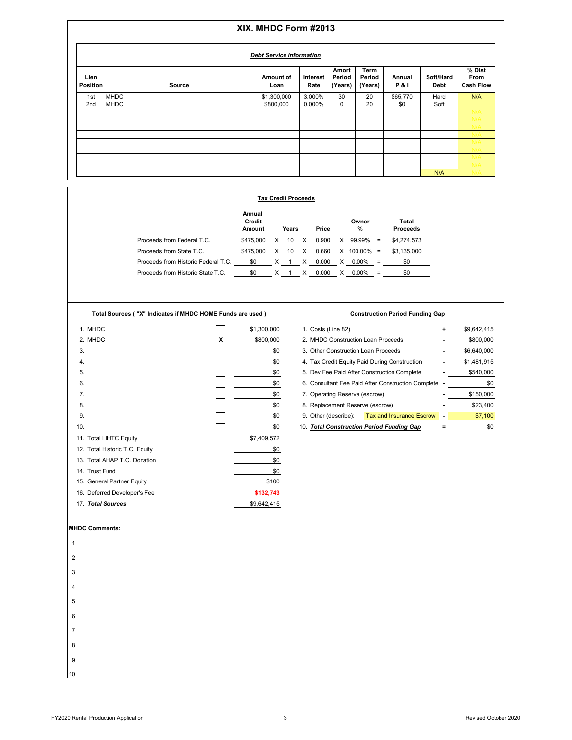# XIX. MHDC Form #2013

## *Debt Service Information*

| Lien Position | Source | Amount of Loan | Interest Rate | Amort Period (Years) | Term Period (Years) | Annual P & I | Soft/Hard Debt | % Dist From Cash Flow |
|---|---|---|---|---|---|---|---|---|
| 1st | MHDC | $1,300,000 | 3.000% | 30 | 20 | $65,770 | Hard | N/A |
| 2nd | MHDC | $800,000 | 0.000% | 0 | 20 | $0 | Soft | |
| | | | | | | | | N/A |
| | | | | | | | | N/A |
| | | | | | | | | N/A |
| | | | | | | | | N/A |
| | | | | | | | | N/A |
| | | | | | | | | N/A |
| | | | | | | | | N/A |
| | | | | | | | | N/A |
| | | | | | | | N/A | N/A |

## Tax Credit Proceeds

| | Annual Credit Amount | | Years | | Price | | Owner % | | Total Proceeds |
|---|---|---|---|---|---|---|---|---|---|
| Proceeds from Federal T.C. | $475,000 | X | 10 | X | 0.900 | X | 99.99% | = | $4,274,573 |
| Proceeds from State T.C. | $475,000 | X | 10 | X | 0.660 | X | 100.00% | = | $3,135,000 |
| Proceeds from Historic Federal T.C. | $0 | X | 1 | X | 0.000 | X | 0.00% | = | $0 |
| Proceeds from Historic State T.C. | $0 | X | 1 | X | 0.000 | X | 0.00% | = | $0 |

## Total Sources ( "X" Indicates if MHDC HOME Funds are used )

| | HOME | Amount |
|---|---|---|
| 1. MHDC | | $1,300,000 |
| 2. MHDC | X | $800,000 |
| 3. | | $0 |
| 4. | | $0 |
| 5. | | $0 |
| 6. | | $0 |
| 7. | | $0 |
| 8. | | $0 |
| 9. | | $0 |
| 10. | | $0 |
| 11. Total LIHTC Equity | | $7,409,572 |
| 12. Total Historic T.C. Equity | | $0 |
| 13. Total AHAP T.C. Donation | | $0 |
| 14. Trust Fund | | $0 |
| 15. General Partner Equity | | $100 |
| 16. Deferred Developer's Fee | | $132,743 |
| 17. ***Total Sources*** | | $9,642,415 |

## Construction Period Funding Gap

| | | Amount |
|---|---|---|
| 1. Costs (Line 82) | + | $9,642,415 |
| 2. MHDC Construction Loan Proceeds | - | $800,000 |
| 3. Other Construction Loan Proceeds | - | $6,640,000 |
| 4. Tax Credit Equity Paid During Construction | - | $1,481,915 |
| 5. Dev Fee Paid After Construction Complete | - | $540,000 |
| 6. Consultant Fee Paid After Construction Complete | - | $0 |
| 7. Operating Reserve (escrow) | - | $150,000 |
| 8. Replacement Reserve (escrow) | - | $23,400 |
| 9. Other (describe): Tax and Insurance Escrow | - | $7,100 |
| 10. ***Total Construction Period Funding Gap*** | = | $0 |

**MHDC Comments:**

1

2

3

4

5

6

7

8

9

10